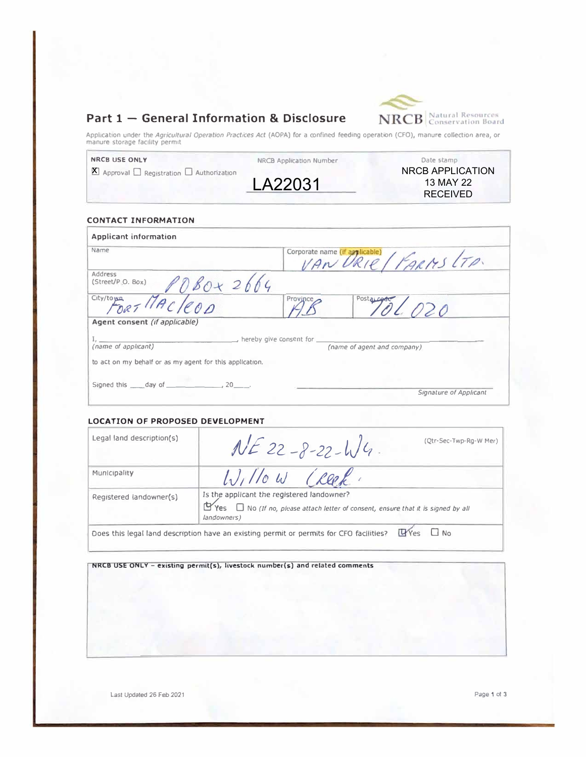## Part 1 — General Information & Disclosure

NRCB | Natural Resources Conservation Board

Application under the *Agricultural Operation Practices Act* (AOPA) for a confined feeding operation (CFO), manure collection area, or manure storage facility permit

| NRCB USE ONLY | NRCB Application Number | Date stamp |
|---|---|---|
| ☒ Approval ☐ Registration ☐ Authorization | LA22031 | NRCB APPLICATION 13 MAY 22 RECEIVED |

### CONTACT INFORMATION

| Applicant information | | |
|---|---|---|
| Name | Corporate name (if applicable) VAN DRIEL FARMS LTD. | |
| Address (Street/P.O. Box) PO Box 2664 | | |
| City/town FORT MACLEOD | Province AB | Postal code T0L 0Z0 |

**Agent consent** *(if applicable)*

I, ______________________, hereby give consent for ______________________________
*(name of applicant)* *(name of agent and company)*

to act on my behalf or as my agent for this application.

Signed this ____day of ______________, 20____. ______________________________
*Signature of Applicant*

### LOCATION OF PROPOSED DEVELOPMENT

| | |
|---|---|
| Legal land description(s) | NE 22-8-22-W4. (Qtr-Sec-Twp-Rg-W Mer) |
| Municipality | Willow Creek. |
| Registered landowner(s) | Is the applicant the registered landowner? ☑ Yes ☐ No *(If no, please attach letter of consent, ensure that it is signed by all landowners)* |

Does this legal land description have an existing permit or permits for CFO facilities? ☑ Yes ☐ No

| NRCB USE ONLY – existing permit(s), livestock number(s) and related comments |
|---|
| |

Last Updated 26 Feb 2021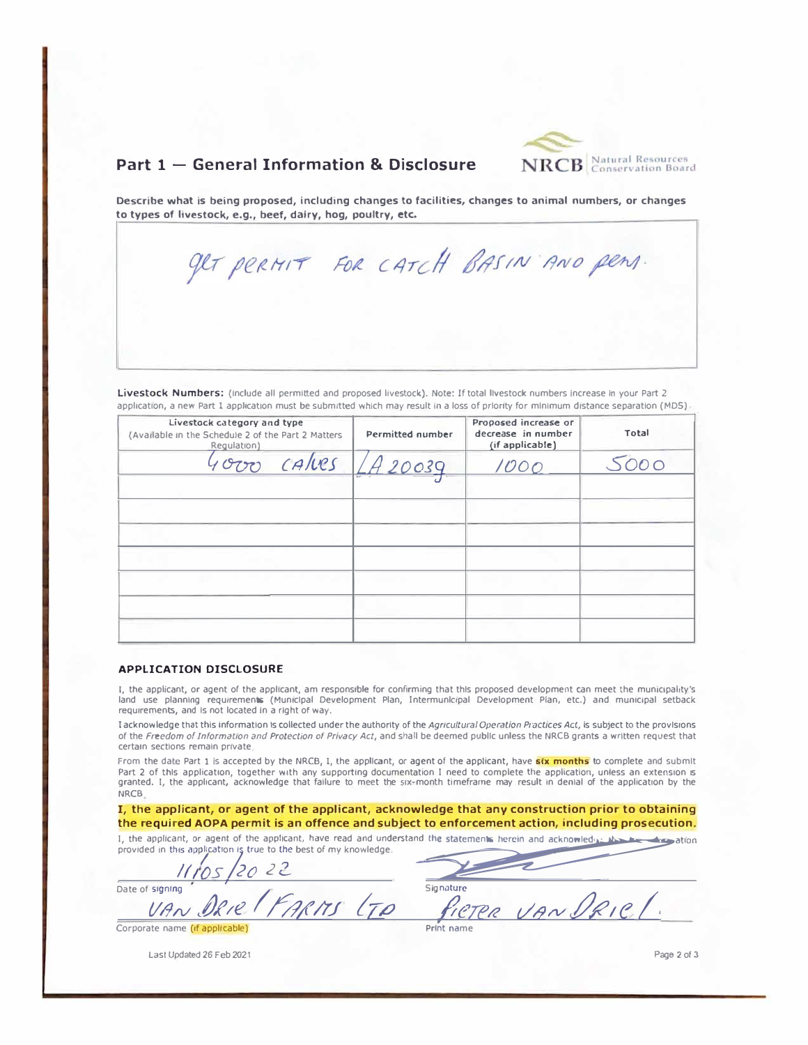## Part 1 — General Information & Disclosure

NRCB | Natural Resources Conservation Board

**Describe what is being proposed, including changes to facilities, changes to animal numbers, or changes to types of livestock, e.g., beef, dairy, hog, poultry, etc.**

GET PERMIT FOR CATCH BASIN AND PEN.

**Livestock Numbers:** (include all permitted and proposed livestock). Note: If total livestock numbers increase in your Part 2 application, a new Part 1 application must be submitted which may result in a loss of priority for minimum distance separation (MDS).

| Livestock category and type (Available in the Schedule 2 of the Part 2 Matters Regulation) | Permitted number | Proposed increase or decrease in number (if applicable) | Total |
|---|---|---|---|
| 4000 CALVES | LA 20039 | 1000 | 5000 |
| | | | |
| | | | |
| | | | |
| | | | |
| | | | |
| | | | |
| | | | |

### APPLICATION DISCLOSURE

I, the applicant, or agent of the applicant, am responsible for confirming that this proposed development can meet the municipality's land use planning requirements (Municipal Development Plan, Intermunicipal Development Plan, etc.) and municipal setback requirements, and is not located in a right of way.

I acknowledge that this information is collected under the authority of the *Agricultural Operation Practices Act*, is subject to the provisions of the *Freedom of Information and Protection of Privacy Act*, and shall be deemed public unless the NRCB grants a written request that certain sections remain private.

From the date Part 1 is accepted by the NRCB, I, the applicant, or agent of the applicant, have **six months** to complete and submit Part 2 of this application, together with any supporting documentation I need to complete the application, unless an extension is granted. I, the applicant, acknowledge that failure to meet the six-month timeframe may result in denial of the application by the NRCB.

**I, the applicant, or agent of the applicant, acknowledge that any construction prior to obtaining the required AOPA permit is an offence and subject to enforcement action, including prosecution.**

I, the applicant, or agent of the applicant, have read and understand the statements herein and acknowledge that the information provided in this application is true to the best of my knowledge.

11/05/2022
Date of signing

[Signature]
Signature

VAN DRIEL FARMS LTD
Corporate name (if applicable)

PIETER VAN DRIEL
Print name

Last Updated 26 Feb 2021